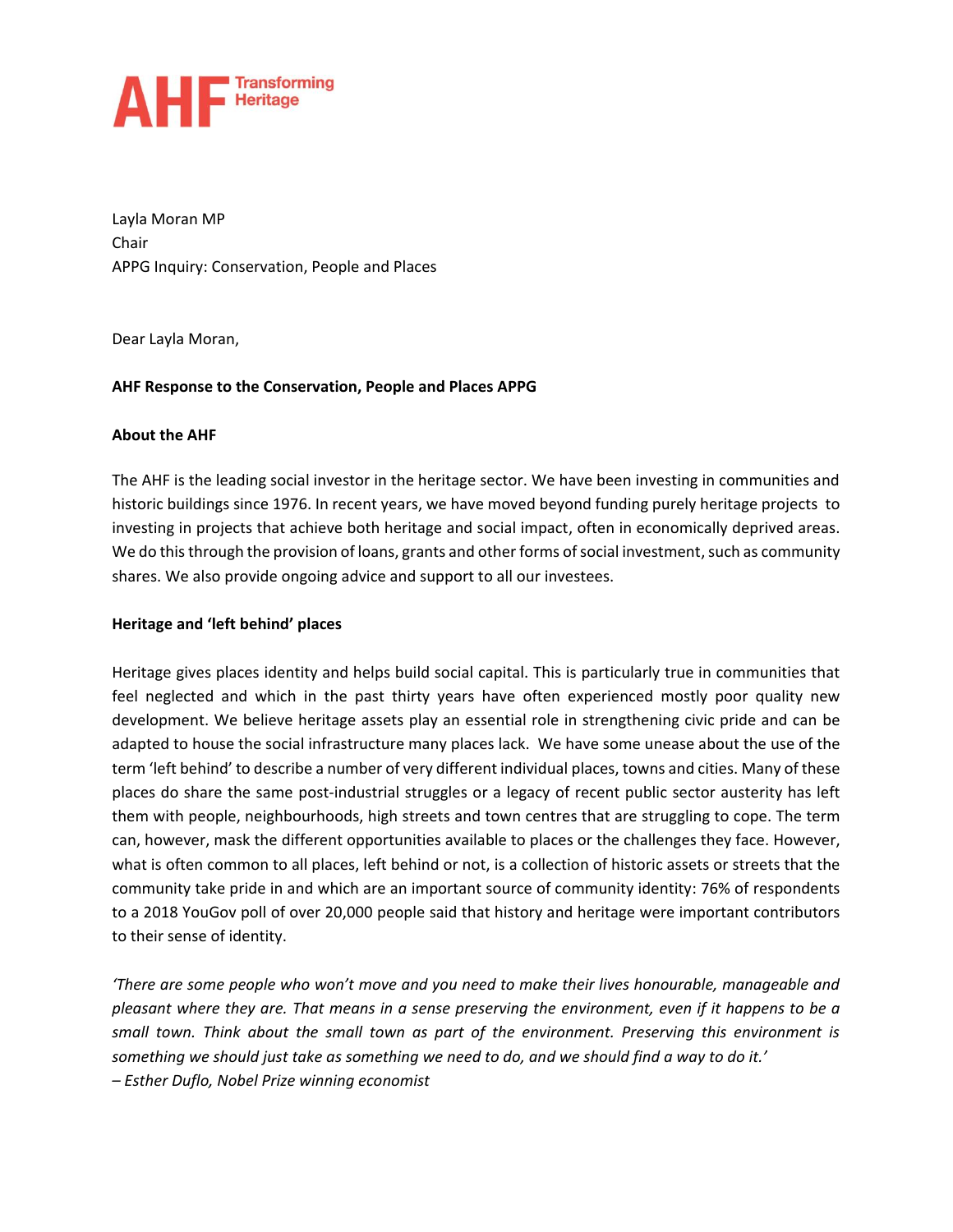**AHF** Transforming Heritage

Layla Moran MP
Chair
APPG Inquiry: Conservation, People and Places

Dear Layla Moran,

**AHF Response to the Conservation, People and Places APPG**

**About the AHF**

The AHF is the leading social investor in the heritage sector. We have been investing in communities and historic buildings since 1976. In recent years, we have moved beyond funding purely heritage projects to investing in projects that achieve both heritage and social impact, often in economically deprived areas. We do this through the provision of loans, grants and other forms of social investment, such as community shares. We also provide ongoing advice and support to all our investees.

**Heritage and 'left behind' places**

Heritage gives places identity and helps build social capital. This is particularly true in communities that feel neglected and which in the past thirty years have often experienced mostly poor quality new development. We believe heritage assets play an essential role in strengthening civic pride and can be adapted to house the social infrastructure many places lack. We have some unease about the use of the term 'left behind' to describe a number of very different individual places, towns and cities. Many of these places do share the same post-industrial struggles or a legacy of recent public sector austerity has left them with people, neighbourhoods, high streets and town centres that are struggling to cope. The term can, however, mask the different opportunities available to places or the challenges they face. However, what is often common to all places, left behind or not, is a collection of historic assets or streets that the community take pride in and which are an important source of community identity: 76% of respondents to a 2018 YouGov poll of over 20,000 people said that history and heritage were important contributors to their sense of identity.

*'There are some people who won't move and you need to make their lives honourable, manageable and pleasant where they are. That means in a sense preserving the environment, even if it happens to be a small town. Think about the small town as part of the environment. Preserving this environment is something we should just take as something we need to do, and we should find a way to do it.'*
*– Esther Duflo, Nobel Prize winning economist*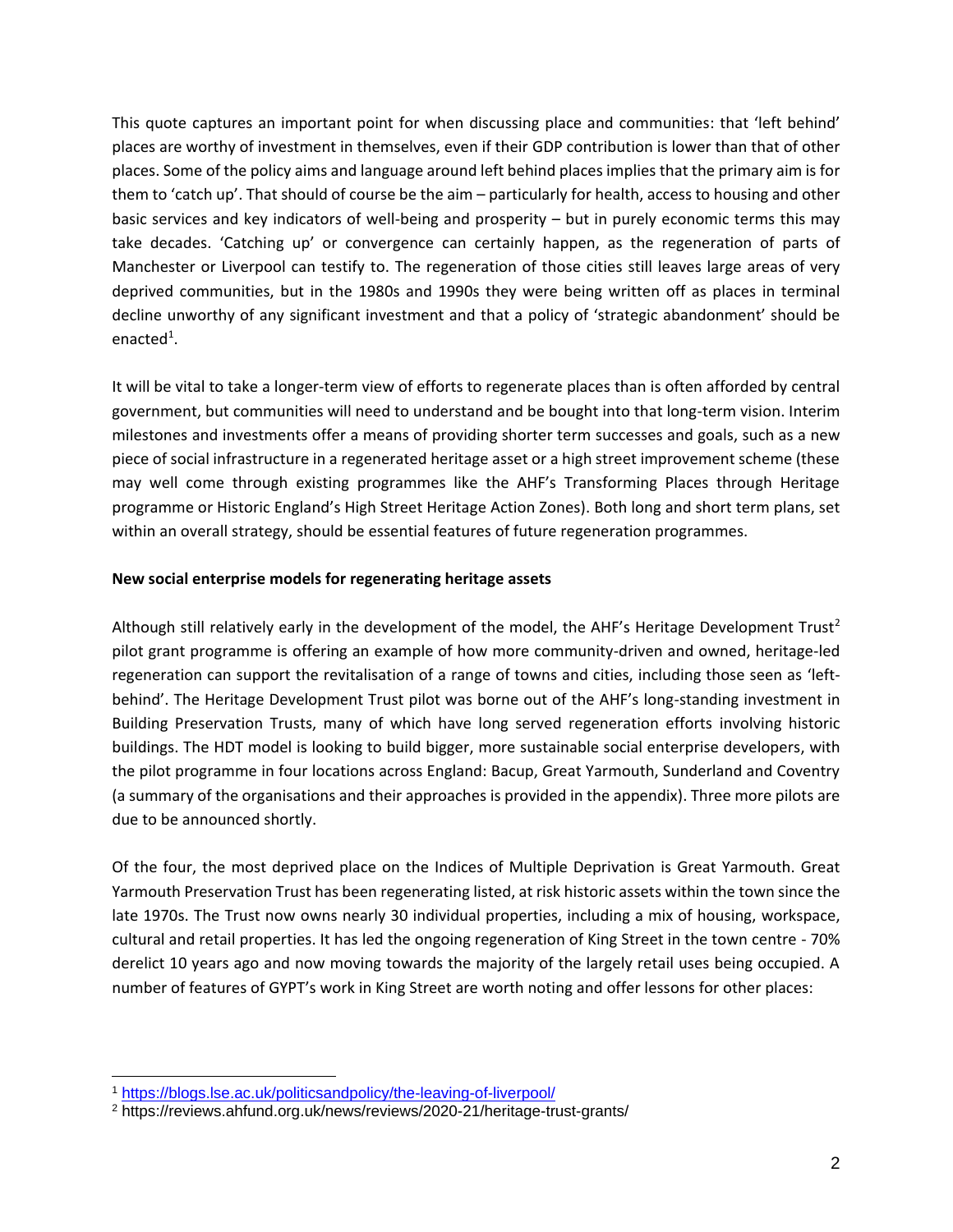This quote captures an important point for when discussing place and communities: that 'left behind' places are worthy of investment in themselves, even if their GDP contribution is lower than that of other places. Some of the policy aims and language around left behind places implies that the primary aim is for them to 'catch up'. That should of course be the aim – particularly for health, access to housing and other basic services and key indicators of well-being and prosperity – but in purely economic terms this may take decades. 'Catching up' or convergence can certainly happen, as the regeneration of parts of Manchester or Liverpool can testify to. The regeneration of those cities still leaves large areas of very deprived communities, but in the 1980s and 1990s they were being written off as places in terminal decline unworthy of any significant investment and that a policy of 'strategic abandonment' should be enacted[1].

It will be vital to take a longer-term view of efforts to regenerate places than is often afforded by central government, but communities will need to understand and be bought into that long-term vision. Interim milestones and investments offer a means of providing shorter term successes and goals, such as a new piece of social infrastructure in a regenerated heritage asset or a high street improvement scheme (these may well come through existing programmes like the AHF's Transforming Places through Heritage programme or Historic England's High Street Heritage Action Zones). Both long and short term plans, set within an overall strategy, should be essential features of future regeneration programmes.

**New social enterprise models for regenerating heritage assets**

Although still relatively early in the development of the model, the AHF's Heritage Development Trust[2] pilot grant programme is offering an example of how more community-driven and owned, heritage-led regeneration can support the revitalisation of a range of towns and cities, including those seen as 'left-behind'. The Heritage Development Trust pilot was borne out of the AHF's long-standing investment in Building Preservation Trusts, many of which have long served regeneration efforts involving historic buildings. The HDT model is looking to build bigger, more sustainable social enterprise developers, with the pilot programme in four locations across England: Bacup, Great Yarmouth, Sunderland and Coventry (a summary of the organisations and their approaches is provided in the appendix). Three more pilots are due to be announced shortly.

Of the four, the most deprived place on the Indices of Multiple Deprivation is Great Yarmouth. Great Yarmouth Preservation Trust has been regenerating listed, at risk historic assets within the town since the late 1970s. The Trust now owns nearly 30 individual properties, including a mix of housing, workspace, cultural and retail properties. It has led the ongoing regeneration of King Street in the town centre - 70% derelict 10 years ago and now moving towards the majority of the largely retail uses being occupied. A number of features of GYPT's work in King Street are worth noting and offer lessons for other places:

---

[1] https://blogs.lse.ac.uk/politicsandpolicy/the-leaving-of-liverpool/

[2] https://reviews.ahfund.org.uk/news/reviews/2020-21/heritage-trust-grants/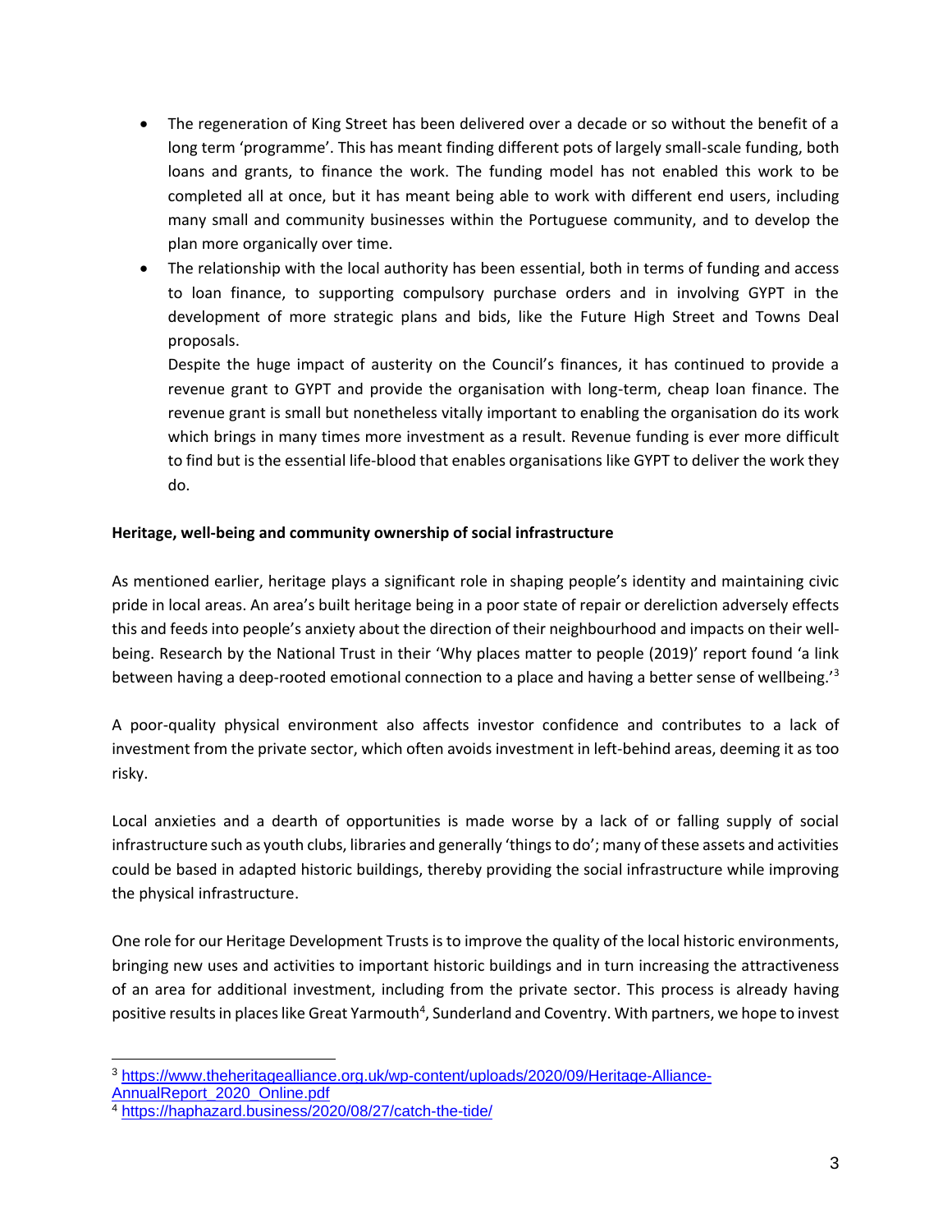- The regeneration of King Street has been delivered over a decade or so without the benefit of a long term 'programme'. This has meant finding different pots of largely small-scale funding, both loans and grants, to finance the work. The funding model has not enabled this work to be completed all at once, but it has meant being able to work with different end users, including many small and community businesses within the Portuguese community, and to develop the plan more organically over time.
- The relationship with the local authority has been essential, both in terms of funding and access to loan finance, to supporting compulsory purchase orders and in involving GYPT in the development of more strategic plans and bids, like the Future High Street and Towns Deal proposals.

  Despite the huge impact of austerity on the Council's finances, it has continued to provide a revenue grant to GYPT and provide the organisation with long-term, cheap loan finance. The revenue grant is small but nonetheless vitally important to enabling the organisation do its work which brings in many times more investment as a result. Revenue funding is ever more difficult to find but is the essential life-blood that enables organisations like GYPT to deliver the work they do.

**Heritage, well-being and community ownership of social infrastructure**

As mentioned earlier, heritage plays a significant role in shaping people's identity and maintaining civic pride in local areas. An area's built heritage being in a poor state of repair or dereliction adversely effects this and feeds into people's anxiety about the direction of their neighbourhood and impacts on their well-being. Research by the National Trust in their 'Why places matter to people (2019)' report found 'a link between having a deep-rooted emotional connection to a place and having a better sense of wellbeing.'[3]

A poor-quality physical environment also affects investor confidence and contributes to a lack of investment from the private sector, which often avoids investment in left-behind areas, deeming it as too risky.

Local anxieties and a dearth of opportunities is made worse by a lack of or falling supply of social infrastructure such as youth clubs, libraries and generally 'things to do'; many of these assets and activities could be based in adapted historic buildings, thereby providing the social infrastructure while improving the physical infrastructure.

One role for our Heritage Development Trusts is to improve the quality of the local historic environments, bringing new uses and activities to important historic buildings and in turn increasing the attractiveness of an area for additional investment, including from the private sector. This process is already having positive results in places like Great Yarmouth[4], Sunderland and Coventry. With partners, we hope to invest

---

[3] https://www.theheritagealliance.org.uk/wp-content/uploads/2020/09/Heritage-Alliance-AnnualReport_2020_Online.pdf

[4] https://haphazard.business/2020/08/27/catch-the-tide/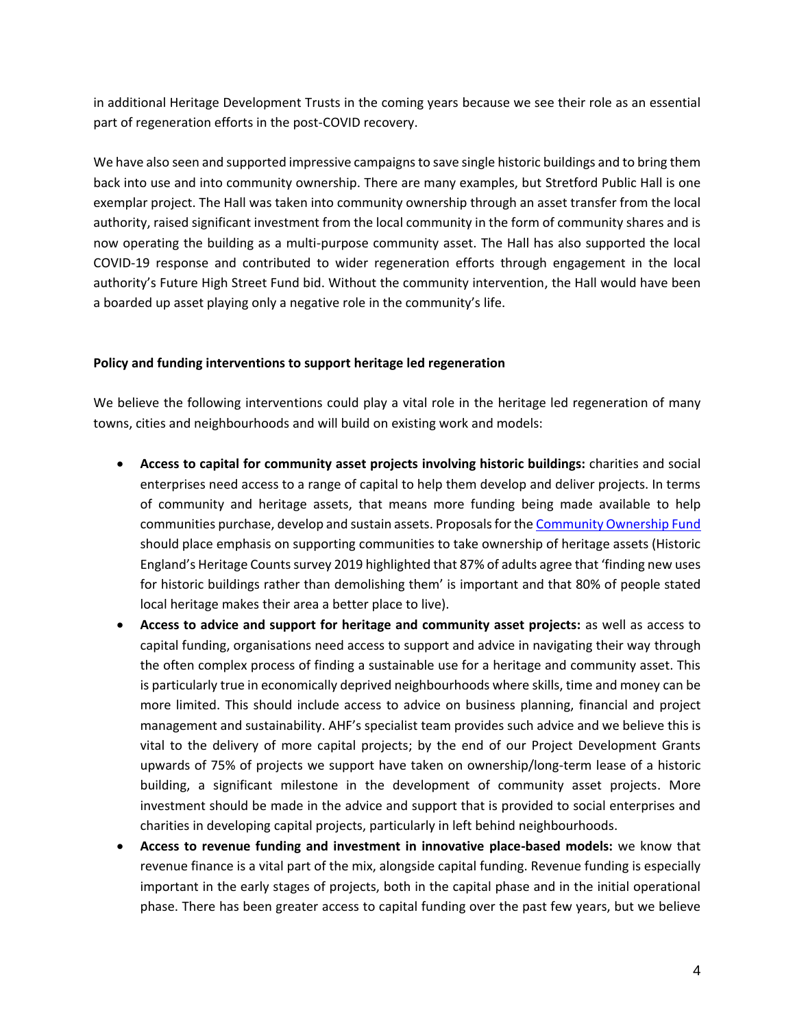in additional Heritage Development Trusts in the coming years because we see their role as an essential part of regeneration efforts in the post-COVID recovery.

We have also seen and supported impressive campaigns to save single historic buildings and to bring them back into use and into community ownership. There are many examples, but Stretford Public Hall is one exemplar project. The Hall was taken into community ownership through an asset transfer from the local authority, raised significant investment from the local community in the form of community shares and is now operating the building as a multi-purpose community asset. The Hall has also supported the local COVID-19 response and contributed to wider regeneration efforts through engagement in the local authority's Future High Street Fund bid. Without the community intervention, the Hall would have been a boarded up asset playing only a negative role in the community's life.

**Policy and funding interventions to support heritage led regeneration**

We believe the following interventions could play a vital role in the heritage led regeneration of many towns, cities and neighbourhoods and will build on existing work and models:

- **Access to capital for community asset projects involving historic buildings:** charities and social enterprises need access to a range of capital to help them develop and deliver projects. In terms of community and heritage assets, that means more funding being made available to help communities purchase, develop and sustain assets. Proposals for the Community Ownership Fund should place emphasis on supporting communities to take ownership of heritage assets (Historic England's Heritage Counts survey 2019 highlighted that 87% of adults agree that 'finding new uses for historic buildings rather than demolishing them' is important and that 80% of people stated local heritage makes their area a better place to live).
- **Access to advice and support for heritage and community asset projects:** as well as access to capital funding, organisations need access to support and advice in navigating their way through the often complex process of finding a sustainable use for a heritage and community asset. This is particularly true in economically deprived neighbourhoods where skills, time and money can be more limited. This should include access to advice on business planning, financial and project management and sustainability. AHF's specialist team provides such advice and we believe this is vital to the delivery of more capital projects; by the end of our Project Development Grants upwards of 75% of projects we support have taken on ownership/long-term lease of a historic building, a significant milestone in the development of community asset projects. More investment should be made in the advice and support that is provided to social enterprises and charities in developing capital projects, particularly in left behind neighbourhoods.
- **Access to revenue funding and investment in innovative place-based models:** we know that revenue finance is a vital part of the mix, alongside capital funding. Revenue funding is especially important in the early stages of projects, both in the capital phase and in the initial operational phase. There has been greater access to capital funding over the past few years, but we believe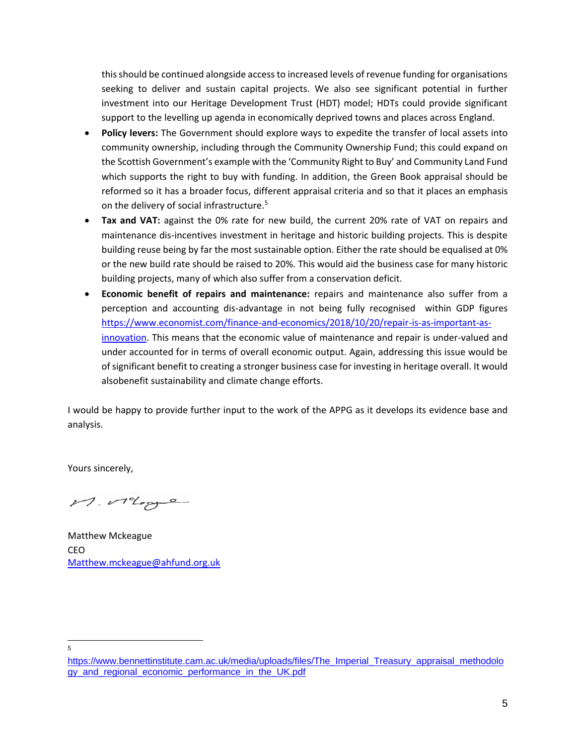this should be continued alongside access to increased levels of revenue funding for organisations seeking to deliver and sustain capital projects. We also see significant potential in further investment into our Heritage Development Trust (HDT) model; HDTs could provide significant support to the levelling up agenda in economically deprived towns and places across England.

- **Policy levers:** The Government should explore ways to expedite the transfer of local assets into community ownership, including through the Community Ownership Fund; this could expand on the Scottish Government's example with the 'Community Right to Buy' and Community Land Fund which supports the right to buy with funding. In addition, the Green Book appraisal should be reformed so it has a broader focus, different appraisal criteria and so that it places an emphasis on the delivery of social infrastructure.[5]
- **Tax and VAT:** against the 0% rate for new build, the current 20% rate of VAT on repairs and maintenance dis-incentives investment in heritage and historic building projects. This is despite building reuse being by far the most sustainable option. Either the rate should be equalised at 0% or the new build rate should be raised to 20%. This would aid the business case for many historic building projects, many of which also suffer from a conservation deficit.
- **Economic benefit of repairs and maintenance:** repairs and maintenance also suffer from a perception and accounting dis-advantage in not being fully recognised within GDP figures https://www.economist.com/finance-and-economics/2018/10/20/repair-is-as-important-as-innovation. This means that the economic value of maintenance and repair is under-valued and under accounted for in terms of overall economic output. Again, addressing this issue would be of significant benefit to creating a stronger business case for investing in heritage overall. It would alsobenefit sustainability and climate change efforts.

I would be happy to provide further input to the work of the APPG as it develops its evidence base and analysis.

Yours sincerely,

Matthew Mckeague
CEO
Matthew.mckeague@ahfund.org.uk

---

[5] https://www.bennettinstitute.cam.ac.uk/media/uploads/files/The_Imperial_Treasury_appraisal_methodology_and_regional_economic_performance_in_the_UK.pdf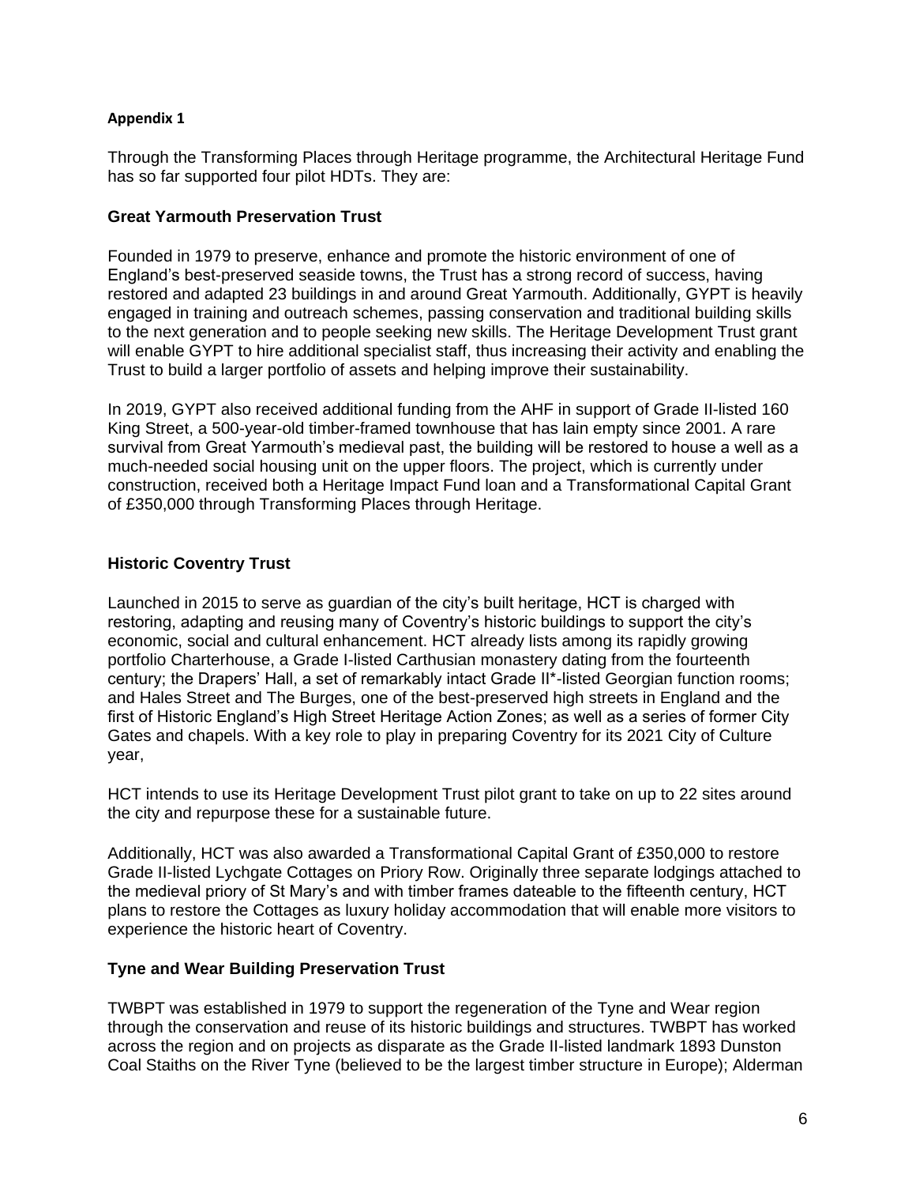**Appendix 1**

Through the Transforming Places through Heritage programme, the Architectural Heritage Fund has so far supported four pilot HDTs. They are:

**Great Yarmouth Preservation Trust**

Founded in 1979 to preserve, enhance and promote the historic environment of one of England's best-preserved seaside towns, the Trust has a strong record of success, having restored and adapted 23 buildings in and around Great Yarmouth. Additionally, GYPT is heavily engaged in training and outreach schemes, passing conservation and traditional building skills to the next generation and to people seeking new skills. The Heritage Development Trust grant will enable GYPT to hire additional specialist staff, thus increasing their activity and enabling the Trust to build a larger portfolio of assets and helping improve their sustainability.

In 2019, GYPT also received additional funding from the AHF in support of Grade II-listed 160 King Street, a 500-year-old timber-framed townhouse that has lain empty since 2001. A rare survival from Great Yarmouth's medieval past, the building will be restored to house a well as a much-needed social housing unit on the upper floors. The project, which is currently under construction, received both a Heritage Impact Fund loan and a Transformational Capital Grant of £350,000 through Transforming Places through Heritage.

**Historic Coventry Trust**

Launched in 2015 to serve as guardian of the city's built heritage, HCT is charged with restoring, adapting and reusing many of Coventry's historic buildings to support the city's economic, social and cultural enhancement. HCT already lists among its rapidly growing portfolio Charterhouse, a Grade I-listed Carthusian monastery dating from the fourteenth century; the Drapers' Hall, a set of remarkably intact Grade II*-listed Georgian function rooms; and Hales Street and The Burges, one of the best-preserved high streets in England and the first of Historic England's High Street Heritage Action Zones; as well as a series of former City Gates and chapels. With a key role to play in preparing Coventry for its 2021 City of Culture year,

HCT intends to use its Heritage Development Trust pilot grant to take on up to 22 sites around the city and repurpose these for a sustainable future.

Additionally, HCT was also awarded a Transformational Capital Grant of £350,000 to restore Grade II-listed Lychgate Cottages on Priory Row. Originally three separate lodgings attached to the medieval priory of St Mary's and with timber frames dateable to the fifteenth century, HCT plans to restore the Cottages as luxury holiday accommodation that will enable more visitors to experience the historic heart of Coventry.

**Tyne and Wear Building Preservation Trust**

TWBPT was established in 1979 to support the regeneration of the Tyne and Wear region through the conservation and reuse of its historic buildings and structures. TWBPT has worked across the region and on projects as disparate as the Grade II-listed landmark 1893 Dunston Coal Staiths on the River Tyne (believed to be the largest timber structure in Europe); Alderman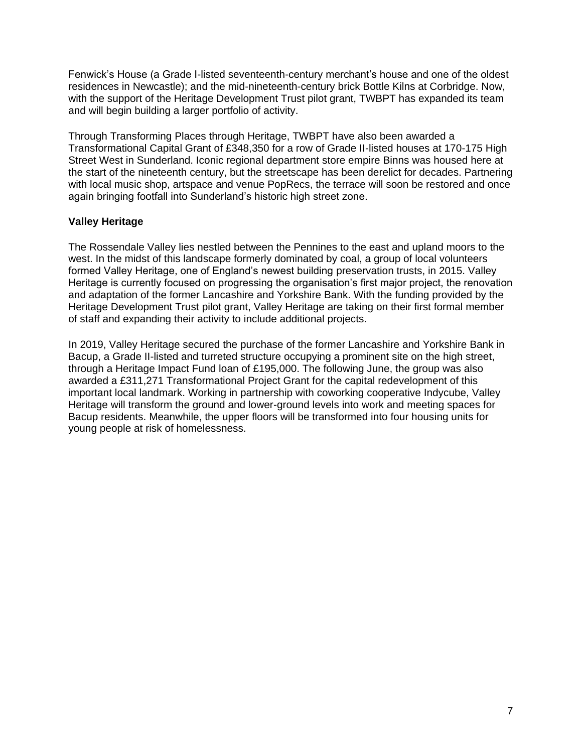Fenwick's House (a Grade I-listed seventeenth-century merchant's house and one of the oldest residences in Newcastle); and the mid-nineteenth-century brick Bottle Kilns at Corbridge. Now, with the support of the Heritage Development Trust pilot grant, TWBPT has expanded its team and will begin building a larger portfolio of activity.

Through Transforming Places through Heritage, TWBPT have also been awarded a Transformational Capital Grant of £348,350 for a row of Grade II-listed houses at 170-175 High Street West in Sunderland. Iconic regional department store empire Binns was housed here at the start of the nineteenth century, but the streetscape has been derelict for decades. Partnering with local music shop, artspace and venue PopRecs, the terrace will soon be restored and once again bringing footfall into Sunderland's historic high street zone.

**Valley Heritage**

The Rossendale Valley lies nestled between the Pennines to the east and upland moors to the west. In the midst of this landscape formerly dominated by coal, a group of local volunteers formed Valley Heritage, one of England's newest building preservation trusts, in 2015. Valley Heritage is currently focused on progressing the organisation's first major project, the renovation and adaptation of the former Lancashire and Yorkshire Bank. With the funding provided by the Heritage Development Trust pilot grant, Valley Heritage are taking on their first formal member of staff and expanding their activity to include additional projects.

In 2019, Valley Heritage secured the purchase of the former Lancashire and Yorkshire Bank in Bacup, a Grade II-listed and turreted structure occupying a prominent site on the high street, through a Heritage Impact Fund loan of £195,000. The following June, the group was also awarded a £311,271 Transformational Project Grant for the capital redevelopment of this important local landmark. Working in partnership with coworking cooperative Indycube, Valley Heritage will transform the ground and lower-ground levels into work and meeting spaces for Bacup residents. Meanwhile, the upper floors will be transformed into four housing units for young people at risk of homelessness.